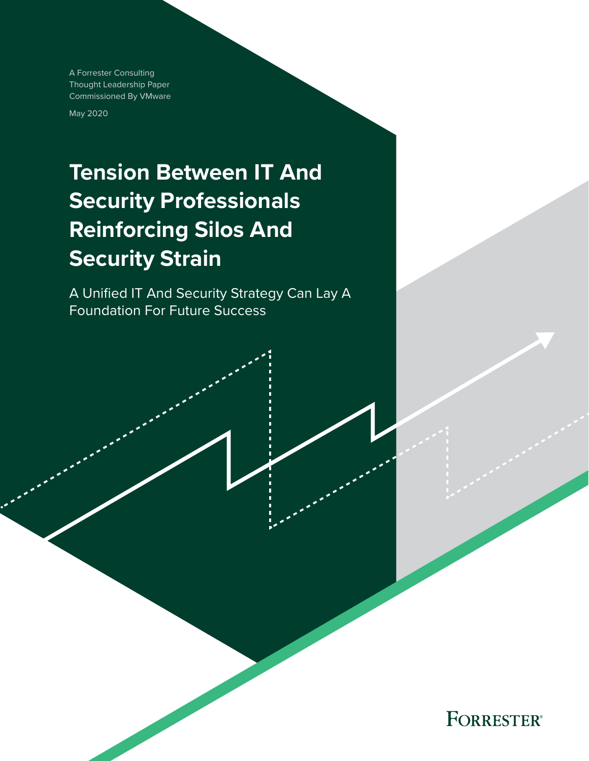A Forrester Consulting
Thought Leadership Paper
Commissioned By VMware

May 2020

# Tension Between IT And Security Professionals Reinforcing Silos And Security Strain

A Unified IT And Security Strategy Can Lay A Foundation For Future Success

FORRESTER®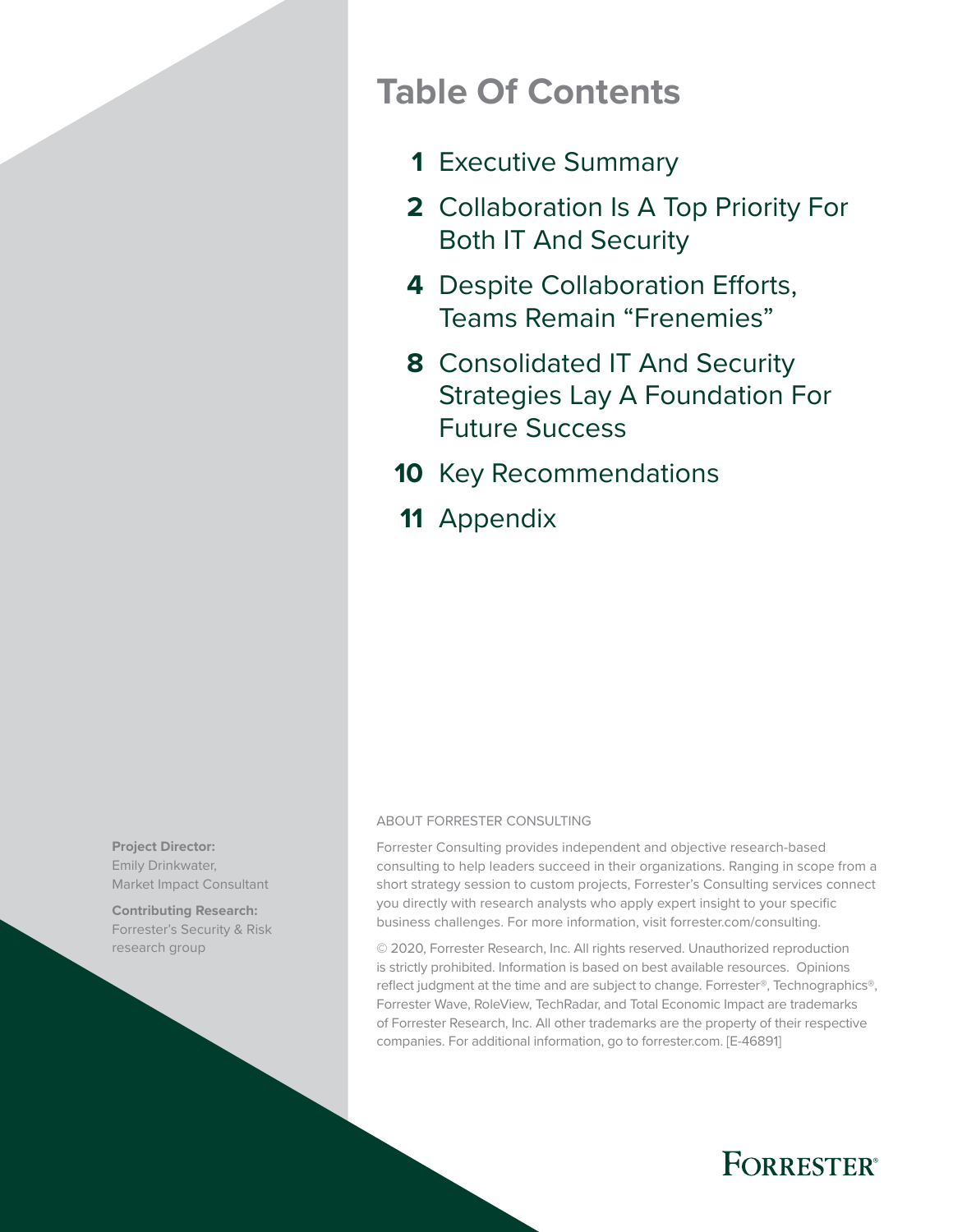# Table Of Contents

**1** Executive Summary

**2** Collaboration Is A Top Priority For Both IT And Security

**4** Despite Collaboration Efforts, Teams Remain "Frenemies"

**8** Consolidated IT And Security Strategies Lay A Foundation For Future Success

**10** Key Recommendations

**11** Appendix

**Project Director:**
Emily Drinkwater,
Market Impact Consultant

**Contributing Research:**
Forrester's Security & Risk research group

ABOUT FORRESTER CONSULTING

Forrester Consulting provides independent and objective research-based consulting to help leaders succeed in their organizations. Ranging in scope from a short strategy session to custom projects, Forrester's Consulting services connect you directly with research analysts who apply expert insight to your specific business challenges. For more information, visit forrester.com/consulting.

© 2020, Forrester Research, Inc. All rights reserved. Unauthorized reproduction is strictly prohibited. Information is based on best available resources. Opinions reflect judgment at the time and are subject to change. Forrester®, Technographics®, Forrester Wave, RoleView, TechRadar, and Total Economic Impact are trademarks of Forrester Research, Inc. All other trademarks are the property of their respective companies. For additional information, go to forrester.com. [E-46891]

FORRESTER®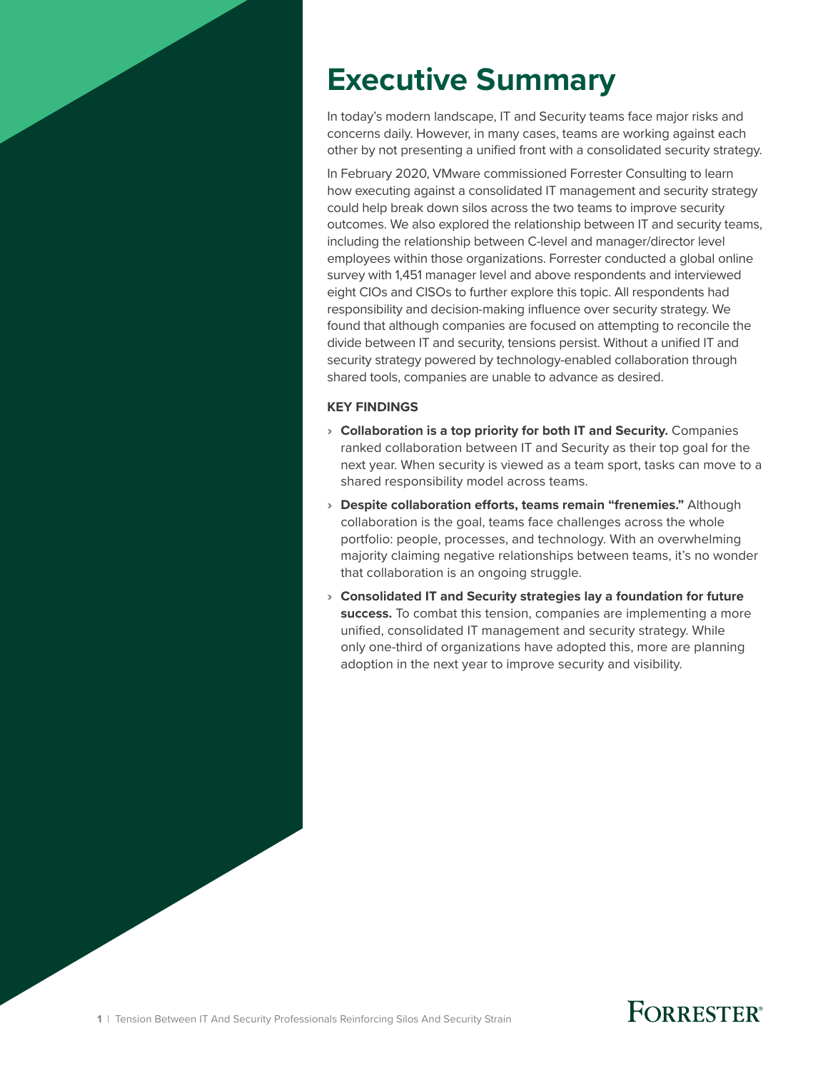# Executive Summary

In today's modern landscape, IT and Security teams face major risks and concerns daily. However, in many cases, teams are working against each other by not presenting a unified front with a consolidated security strategy.

In February 2020, VMware commissioned Forrester Consulting to learn how executing against a consolidated IT management and security strategy could help break down silos across the two teams to improve security outcomes. We also explored the relationship between IT and security teams, including the relationship between C-level and manager/director level employees within those organizations. Forrester conducted a global online survey with 1,451 manager level and above respondents and interviewed eight CIOs and CISOs to further explore this topic. All respondents had responsibility and decision-making influence over security strategy. We found that although companies are focused on attempting to reconcile the divide between IT and security, tensions persist. Without a unified IT and security strategy powered by technology-enabled collaboration through shared tools, companies are unable to advance as desired.

### KEY FINDINGS

- **Collaboration is a top priority for both IT and Security.** Companies ranked collaboration between IT and Security as their top goal for the next year. When security is viewed as a team sport, tasks can move to a shared responsibility model across teams.
- **Despite collaboration efforts, teams remain "frenemies."** Although collaboration is the goal, teams face challenges across the whole portfolio: people, processes, and technology. With an overwhelming majority claiming negative relationships between teams, it's no wonder that collaboration is an ongoing struggle.
- **Consolidated IT and Security strategies lay a foundation for future success.** To combat this tension, companies are implementing a more unified, consolidated IT management and security strategy. While only one-third of organizations have adopted this, more are planning adoption in the next year to improve security and visibility.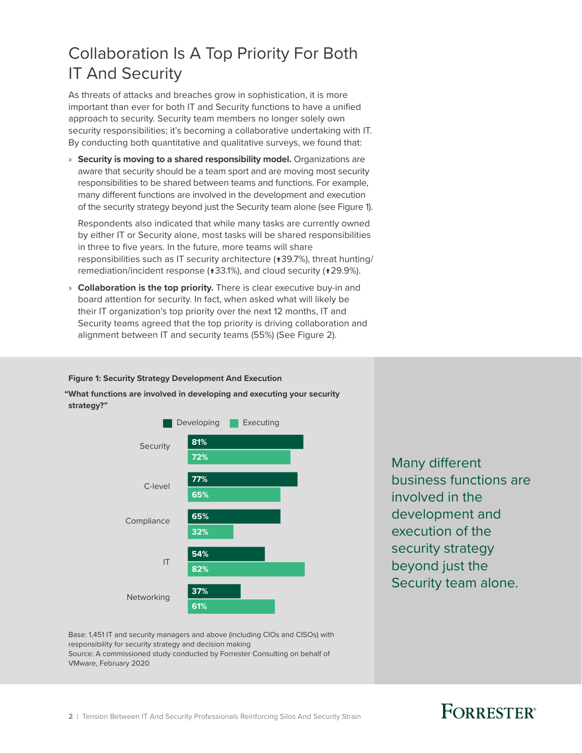# Collaboration Is A Top Priority For Both IT And Security

As threats of attacks and breaches grow in sophistication, it is more important than ever for both IT and Security functions to have a unified approach to security. Security team members no longer solely own security responsibilities; it's becoming a collaborative undertaking with IT. By conducting both quantitative and qualitative surveys, we found that:

- **Security is moving to a shared responsibility model.** Organizations are aware that security should be a team sport and are moving most security responsibilities to be shared between teams and functions. For example, many different functions are involved in the development and execution of the security strategy beyond just the Security team alone (see Figure 1).

  Respondents also indicated that while many tasks are currently owned by either IT or Security alone, most tasks will be shared responsibilities in three to five years. In the future, more teams will share responsibilities such as IT security architecture (↑39.7%), threat hunting/remediation/incident response (↑33.1%), and cloud security (↑29.9%).

- **Collaboration is the top priority.** There is clear executive buy-in and board attention for security. In fact, when asked what will likely be their IT organization's top priority over the next 12 months, IT and Security teams agreed that the top priority is driving collaboration and alignment between IT and security teams (55%) (See Figure 2).

**Figure 1: Security Strategy Development And Execution**

**"What functions are involved in developing and executing your security strategy?"**

| Function | Developing | Executing |
|---|---|---|
| Security | 81% | 72% |
| C-level | 77% | 65% |
| Compliance | 65% | 32% |
| IT | 54% | 82% |
| Networking | 37% | 61% |

Base: 1,451 IT and security managers and above (including CIOs and CISOs) with responsibility for security strategy and decision making
Source: A commissioned study conducted by Forrester Consulting on behalf of VMware, February 2020

Many different business functions are involved in the development and execution of the security strategy beyond just the Security team alone.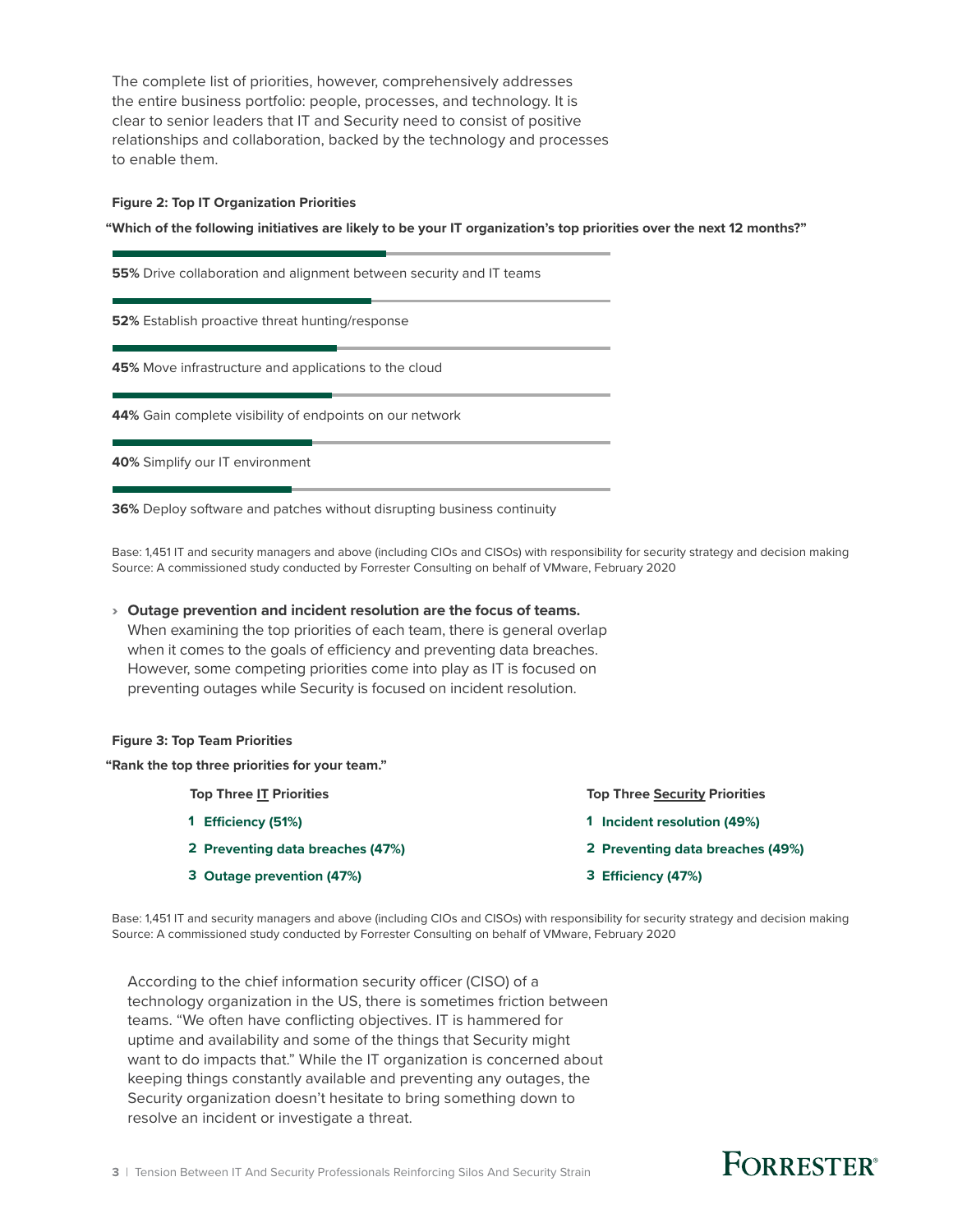The complete list of priorities, however, comprehensively addresses the entire business portfolio: people, processes, and technology. It is clear to senior leaders that IT and Security need to consist of positive relationships and collaboration, backed by the technology and processes to enable them.

**Figure 2: Top IT Organization Priorities**

**"Which of the following initiatives are likely to be your IT organization's top priorities over the next 12 months?"**

**55%** Drive collaboration and alignment between security and IT teams

**52%** Establish proactive threat hunting/response

**45%** Move infrastructure and applications to the cloud

**44%** Gain complete visibility of endpoints on our network

**40%** Simplify our IT environment

**36%** Deploy software and patches without disrupting business continuity

Base: 1,451 IT and security managers and above (including CIOs and CISOs) with responsibility for security strategy and decision making
Source: A commissioned study conducted by Forrester Consulting on behalf of VMware, February 2020

› **Outage prevention and incident resolution are the focus of teams.** When examining the top priorities of each team, there is general overlap when it comes to the goals of efficiency and preventing data breaches. However, some competing priorities come into play as IT is focused on preventing outages while Security is focused on incident resolution.

**Figure 3: Top Team Priorities**

**"Rank the top three priorities for your team."**

| Top Three IT Priorities | Top Three Security Priorities |
|---|---|
| 1 Efficiency (51%) | 1 Incident resolution (49%) |
| 2 Preventing data breaches (47%) | 2 Preventing data breaches (49%) |
| 3 Outage prevention (47%) | 3 Efficiency (47%) |

Base: 1,451 IT and security managers and above (including CIOs and CISOs) with responsibility for security strategy and decision making
Source: A commissioned study conducted by Forrester Consulting on behalf of VMware, February 2020

According to the chief information security officer (CISO) of a technology organization in the US, there is sometimes friction between teams. "We often have conflicting objectives. IT is hammered for uptime and availability and some of the things that Security might want to do impacts that." While the IT organization is concerned about keeping things constantly available and preventing any outages, the Security organization doesn't hesitate to bring something down to resolve an incident or investigate a threat.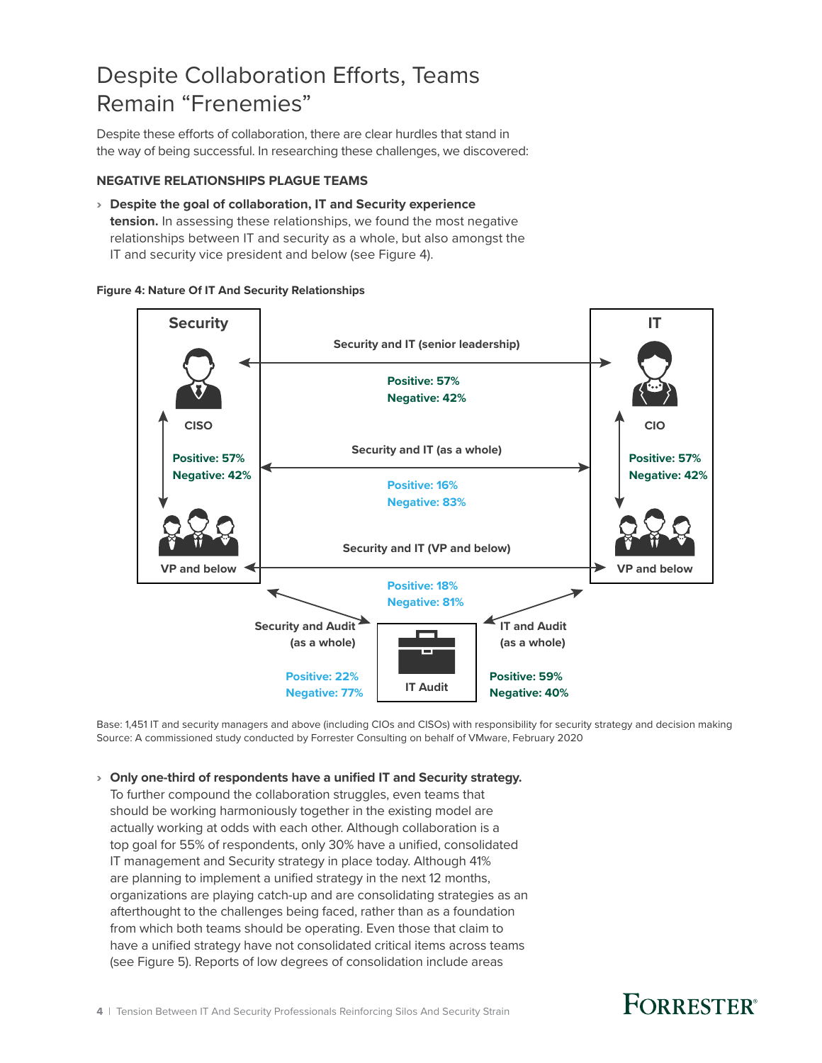# Despite Collaboration Efforts, Teams Remain "Frenemies"

Despite these efforts of collaboration, there are clear hurdles that stand in the way of being successful. In researching these challenges, we discovered:

## NEGATIVE RELATIONSHIPS PLAGUE TEAMS

› **Despite the goal of collaboration, IT and Security experience tension.** In assessing these relationships, we found the most negative relationships between IT and security as a whole, but also amongst the IT and security vice president and below (see Figure 4).

**Figure 4: Nature Of IT And Security Relationships**

Security

CISO

Positive: 57%
Negative: 42%

VP and below

IT

CIO

Positive: 57%
Negative: 42%

VP and below

Security and IT (senior leadership)

Positive: 57%
Negative: 42%

Security and IT (as a whole)

Positive: 16%
Negative: 83%

Security and IT (VP and below)

Positive: 18%
Negative: 81%

Security and Audit (as a whole)

Positive: 22%
Negative: 77%

IT Audit

IT and Audit (as a whole)

Positive: 59%
Negative: 40%

Base: 1,451 IT and security managers and above (including CIOs and CISOs) with responsibility for security strategy and decision making
Source: A commissioned study conducted by Forrester Consulting on behalf of VMware, February 2020

› **Only one-third of respondents have a unified IT and Security strategy.** To further compound the collaboration struggles, even teams that should be working harmoniously together in the existing model are actually working at odds with each other. Although collaboration is a top goal for 55% of respondents, only 30% have a unified, consolidated IT management and Security strategy in place today. Although 41% are planning to implement a unified strategy in the next 12 months, organizations are playing catch-up and are consolidating strategies as an afterthought to the challenges being faced, rather than as a foundation from which both teams should be operating. Even those that claim to have a unified strategy have not consolidated critical items across teams (see Figure 5). Reports of low degrees of consolidation include areas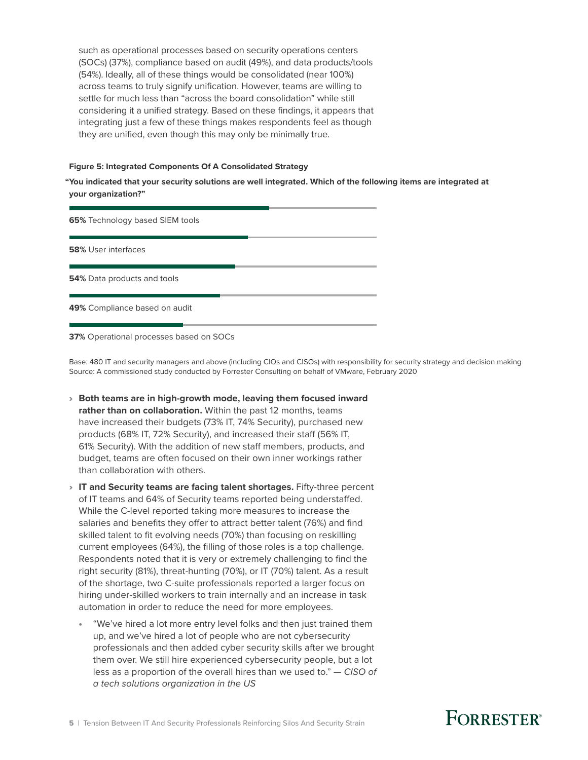such as operational processes based on security operations centers (SOCs) (37%), compliance based on audit (49%), and data products/tools (54%). Ideally, all of these things would be consolidated (near 100%) across teams to truly signify unification. However, teams are willing to settle for much less than "across the board consolidation" while still considering it a unified strategy. Based on these findings, it appears that integrating just a few of these things makes respondents feel as though they are unified, even though this may only be minimally true.

**Figure 5: Integrated Components Of A Consolidated Strategy**

**"You indicated that your security solutions are well integrated. Which of the following items are integrated at your organization?"**

**65%** Technology based SIEM tools

**58%** User interfaces

**54%** Data products and tools

**49%** Compliance based on audit

**37%** Operational processes based on SOCs

Base: 480 IT and security managers and above (including CIOs and CISOs) with responsibility for security strategy and decision making
Source: A commissioned study conducted by Forrester Consulting on behalf of VMware, February 2020

- **Both teams are in high-growth mode, leaving them focused inward rather than on collaboration.** Within the past 12 months, teams have increased their budgets (73% IT, 74% Security), purchased new products (68% IT, 72% Security), and increased their staff (56% IT, 61% Security). With the addition of new staff members, products, and budget, teams are often focused on their own inner workings rather than collaboration with others.
- **IT and Security teams are facing talent shortages.** Fifty-three percent of IT teams and 64% of Security teams reported being understaffed. While the C-level reported taking more measures to increase the salaries and benefits they offer to attract better talent (76%) and find skilled talent to fit evolving needs (70%) than focusing on reskilling current employees (64%), the filling of those roles is a top challenge. Respondents noted that it is very or extremely challenging to find the right security (81%), threat-hunting (70%), or IT (70%) talent. As a result of the shortage, two C-suite professionals reported a larger focus on hiring under-skilled workers to train internally and an increase in task automation in order to reduce the need for more employees.
  - "We've hired a lot more entry level folks and then just trained them up, and we've hired a lot of people who are not cybersecurity professionals and then added cyber security skills after we brought them over. We still hire experienced cybersecurity people, but a lot less as a proportion of the overall hires than we used to." — *CISO of a tech solutions organization in the US*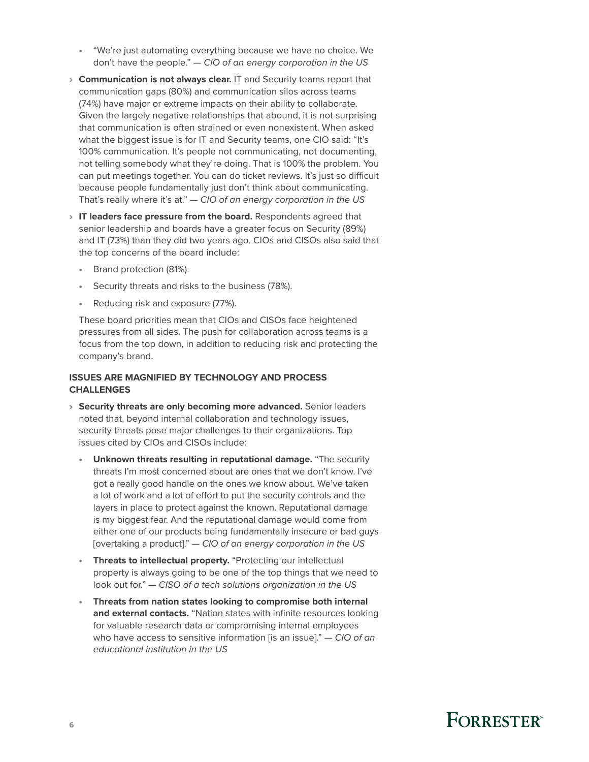- "We're just automating everything because we have no choice. We don't have the people." *— CIO of an energy corporation in the US*

› **Communication is not always clear.** IT and Security teams report that communication gaps (80%) and communication silos across teams (74%) have major or extreme impacts on their ability to collaborate. Given the largely negative relationships that abound, it is not surprising that communication is often strained or even nonexistent. When asked what the biggest issue is for IT and Security teams, one CIO said: "It's 100% communication. It's people not communicating, not documenting, not telling somebody what they're doing. That is 100% the problem. You can put meetings together. You can do ticket reviews. It's just so difficult because people fundamentally just don't think about communicating. That's really where it's at." *— CIO of an energy corporation in the US*

› **IT leaders face pressure from the board.** Respondents agreed that senior leadership and boards have a greater focus on Security (89%) and IT (73%) than they did two years ago. CIOs and CISOs also said that the top concerns of the board include:

- Brand protection (81%).
- Security threats and risks to the business (78%).
- Reducing risk and exposure (77%).

These board priorities mean that CIOs and CISOs face heightened pressures from all sides. The push for collaboration across teams is a focus from the top down, in addition to reducing risk and protecting the company's brand.

### ISSUES ARE MAGNIFIED BY TECHNOLOGY AND PROCESS CHALLENGES

› **Security threats are only becoming more advanced.** Senior leaders noted that, beyond internal collaboration and technology issues, security threats pose major challenges to their organizations. Top issues cited by CIOs and CISOs include:

- **Unknown threats resulting in reputational damage.** "The security threats I'm most concerned about are ones that we don't know. I've got a really good handle on the ones we know about. We've taken a lot of work and a lot of effort to put the security controls and the layers in place to protect against the known. Reputational damage is my biggest fear. And the reputational damage would come from either one of our products being fundamentally insecure or bad guys [overtaking a product]." *— CIO of an energy corporation in the US*
- **Threats to intellectual property.** "Protecting our intellectual property is always going to be one of the top things that we need to look out for." *— CISO of a tech solutions organization in the US*
- **Threats from nation states looking to compromise both internal and external contacts.** "Nation states with infinite resources looking for valuable research data or compromising internal employees who have access to sensitive information [is an issue]." *— CIO of an educational institution in the US*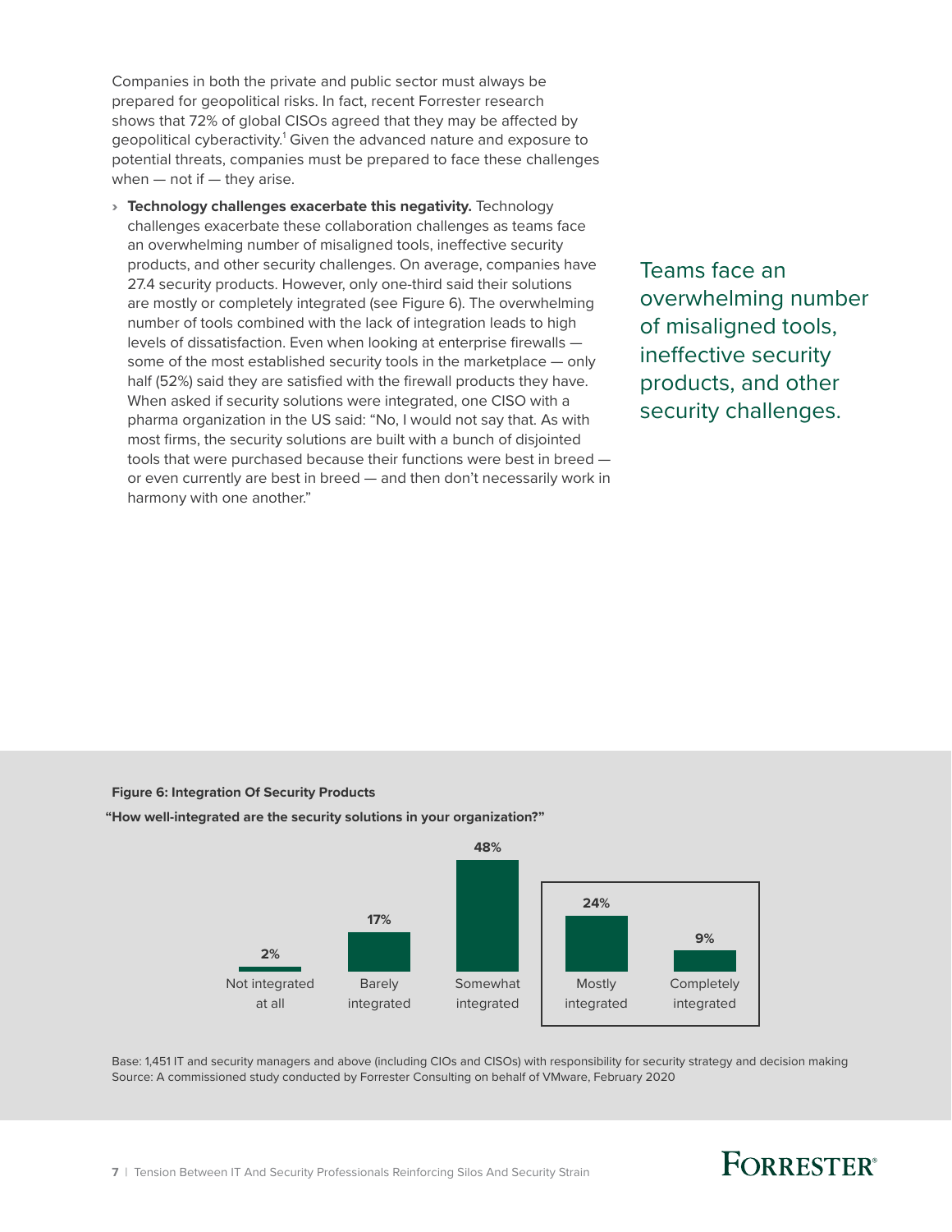Companies in both the private and public sector must always be prepared for geopolitical risks. In fact, recent Forrester research shows that 72% of global CISOs agreed that they may be affected by geopolitical cyberactivity.[1] Given the advanced nature and exposure to potential threats, companies must be prepared to face these challenges when — not if — they arise.

- **Technology challenges exacerbate this negativity.** Technology challenges exacerbate these collaboration challenges as teams face an overwhelming number of misaligned tools, ineffective security products, and other security challenges. On average, companies have 27.4 security products. However, only one-third said their solutions are mostly or completely integrated (see Figure 6). The overwhelming number of tools combined with the lack of integration leads to high levels of dissatisfaction. Even when looking at enterprise firewalls — some of the most established security tools in the marketplace — only half (52%) said they are satisfied with the firewall products they have. When asked if security solutions were integrated, one CISO with a pharma organization in the US said: "No, I would not say that. As with most firms, the security solutions are built with a bunch of disjointed tools that were purchased because their functions were best in breed — or even currently are best in breed — and then don't necessarily work in harmony with one another."

Teams face an overwhelming number of misaligned tools, ineffective security products, and other security challenges.

**Figure 6: Integration Of Security Products**

**"How well-integrated are the security solutions in your organization?"**

| Response | Percentage |
|---|---|
| Not integrated at all | 2% |
| Barely integrated | 17% |
| Somewhat integrated | 48% |
| Mostly integrated | 24% |
| Completely integrated | 9% |

Base: 1,451 IT and security managers and above (including CIOs and CISOs) with responsibility for security strategy and decision making

Source: A commissioned study conducted by Forrester Consulting on behalf of VMware, February 2020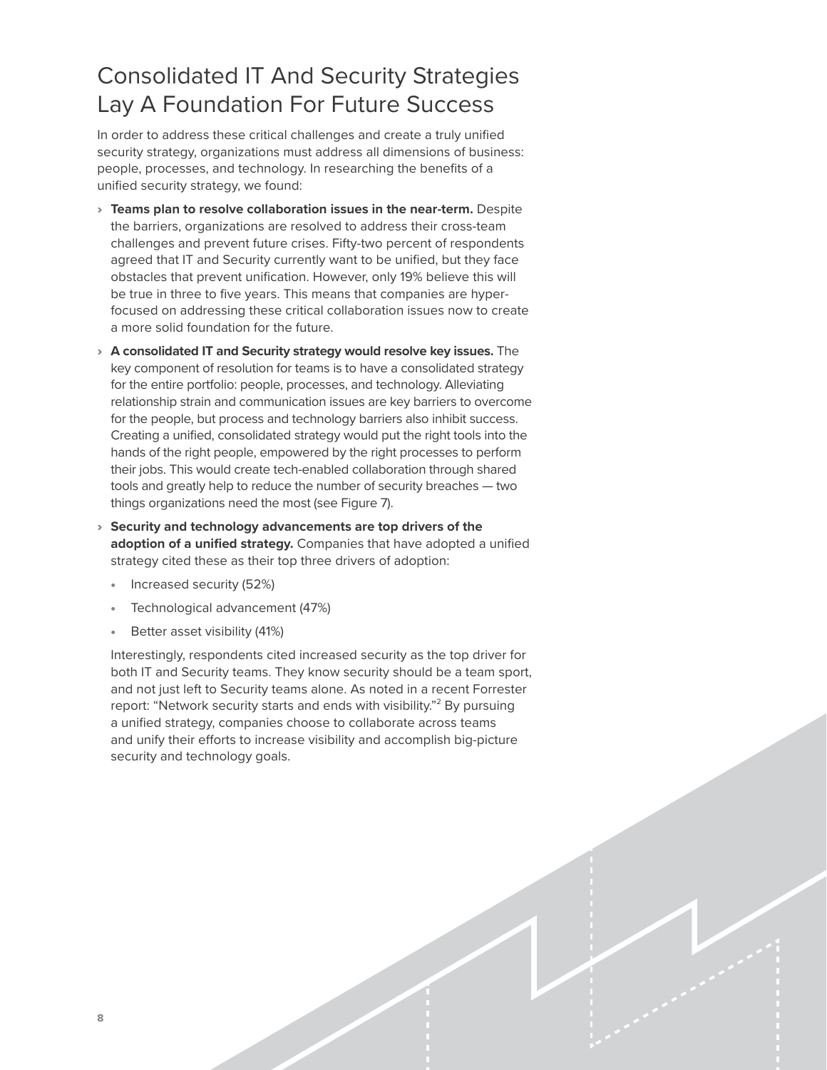# Consolidated IT And Security Strategies Lay A Foundation For Future Success

In order to address these critical challenges and create a truly unified security strategy, organizations must address all dimensions of business: people, processes, and technology. In researching the benefits of a unified security strategy, we found:

- **Teams plan to resolve collaboration issues in the near-term.** Despite the barriers, organizations are resolved to address their cross-team challenges and prevent future crises. Fifty-two percent of respondents agreed that IT and Security currently want to be unified, but they face obstacles that prevent unification. However, only 19% believe this will be true in three to five years. This means that companies are hyper-focused on addressing these critical collaboration issues now to create a more solid foundation for the future.
- **A consolidated IT and Security strategy would resolve key issues.** The key component of resolution for teams is to have a consolidated strategy for the entire portfolio: people, processes, and technology. Alleviating relationship strain and communication issues are key barriers to overcome for the people, but process and technology barriers also inhibit success. Creating a unified, consolidated strategy would put the right tools into the hands of the right people, empowered by the right processes to perform their jobs. This would create tech-enabled collaboration through shared tools and greatly help to reduce the number of security breaches — two things organizations need the most (see Figure 7).
- **Security and technology advancements are top drivers of the adoption of a unified strategy.** Companies that have adopted a unified strategy cited these as their top three drivers of adoption:
  - Increased security (52%)
  - Technological advancement (47%)
  - Better asset visibility (41%)

  Interestingly, respondents cited increased security as the top driver for both IT and Security teams. They know security should be a team sport, and not just left to Security teams alone. As noted in a recent Forrester report: "Network security starts and ends with visibility."[2] By pursuing a unified strategy, companies choose to collaborate across teams and unify their efforts to increase visibility and accomplish big-picture security and technology goals.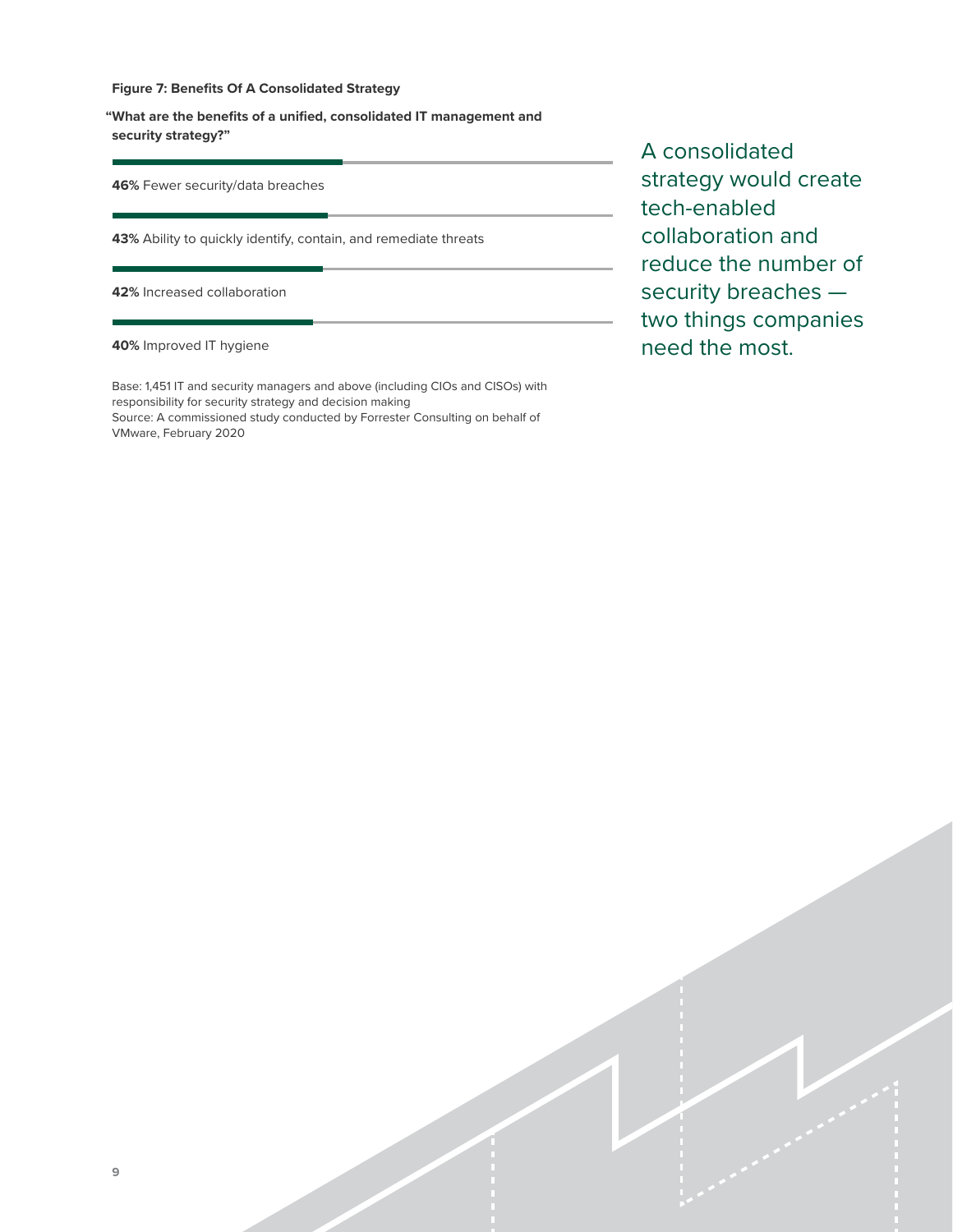**Figure 7: Benefits Of A Consolidated Strategy**

**"What are the benefits of a unified, consolidated IT management and security strategy?"**

**46%** Fewer security/data breaches

**43%** Ability to quickly identify, contain, and remediate threats

**42%** Increased collaboration

**40%** Improved IT hygiene

Base: 1,451 IT and security managers and above (including CIOs and CISOs) with responsibility for security strategy and decision making
Source: A commissioned study conducted by Forrester Consulting on behalf of VMware, February 2020

A consolidated strategy would create tech-enabled collaboration and reduce the number of security breaches — two things companies need the most.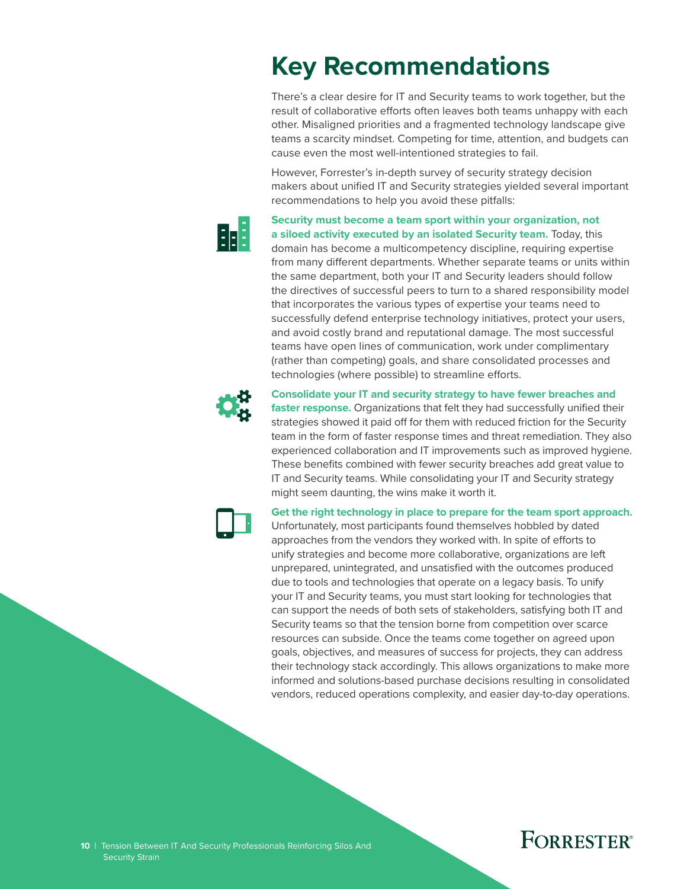# Key Recommendations

There's a clear desire for IT and Security teams to work together, but the result of collaborative efforts often leaves both teams unhappy with each other. Misaligned priorities and a fragmented technology landscape give teams a scarcity mindset. Competing for time, attention, and budgets can cause even the most well-intentioned strategies to fail.

However, Forrester's in-depth survey of security strategy decision makers about unified IT and Security strategies yielded several important recommendations to help you avoid these pitfalls:

**Security must become a team sport within your organization, not a siloed activity executed by an isolated Security team.** Today, this domain has become a multicompetency discipline, requiring expertise from many different departments. Whether separate teams or units within the same department, both your IT and Security leaders should follow the directives of successful peers to turn to a shared responsibility model that incorporates the various types of expertise your teams need to successfully defend enterprise technology initiatives, protect your users, and avoid costly brand and reputational damage. The most successful teams have open lines of communication, work under complimentary (rather than competing) goals, and share consolidated processes and technologies (where possible) to streamline efforts.

**Consolidate your IT and security strategy to have fewer breaches and faster response.** Organizations that felt they had successfully unified their strategies showed it paid off for them with reduced friction for the Security team in the form of faster response times and threat remediation. They also experienced collaboration and IT improvements such as improved hygiene. These benefits combined with fewer security breaches add great value to IT and Security teams. While consolidating your IT and Security strategy might seem daunting, the wins make it worth it.

**Get the right technology in place to prepare for the team sport approach.** Unfortunately, most participants found themselves hobbled by dated approaches from the vendors they worked with. In spite of efforts to unify strategies and become more collaborative, organizations are left unprepared, unintegrated, and unsatisfied with the outcomes produced due to tools and technologies that operate on a legacy basis. To unify your IT and Security teams, you must start looking for technologies that can support the needs of both sets of stakeholders, satisfying both IT and Security teams so that the tension borne from competition over scarce resources can subside. Once the teams come together on agreed upon goals, objectives, and measures of success for projects, they can address their technology stack accordingly. This allows organizations to make more informed and solutions-based purchase decisions resulting in consolidated vendors, reduced operations complexity, and easier day-to-day operations.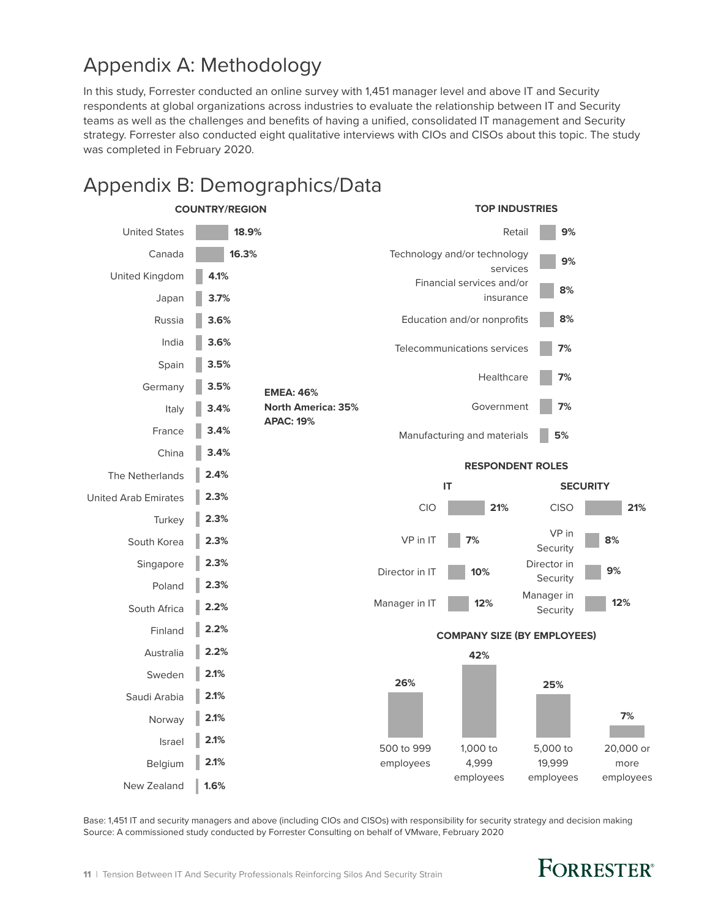# Appendix A: Methodology

In this study, Forrester conducted an online survey with 1,451 manager level and above IT and Security respondents at global organizations across industries to evaluate the relationship between IT and Security teams as well as the challenges and benefits of having a unified, consolidated IT management and Security strategy. Forrester also conducted eight qualitative interviews with CIOs and CISOs about this topic. The study was completed in February 2020.

# Appendix B: Demographics/Data

**COUNTRY/REGION**

| Country | Percentage |
|---|---|
| United States | 18.9% |
| Canada | 16.3% |
| United Kingdom | 4.1% |
| Japan | 3.7% |
| Russia | 3.6% |
| India | 3.6% |
| Spain | 3.5% |
| Germany | 3.5% |
| Italy | 3.4% |
| France | 3.4% |
| China | 3.4% |
| The Netherlands | 2.4% |
| United Arab Emirates | 2.3% |
| Turkey | 2.3% |
| South Korea | 2.3% |
| Singapore | 2.3% |
| Poland | 2.3% |
| South Africa | 2.2% |
| Finland | 2.2% |
| Australia | 2.2% |
| Sweden | 2.1% |
| Saudi Arabia | 2.1% |
| Norway | 2.1% |
| Israel | 2.1% |
| Belgium | 2.1% |
| New Zealand | 1.6% |

**EMEA: 46%**
**North America: 35%**
**APAC: 19%**

**TOP INDUSTRIES**

| Industry | Percentage |
|---|---|
| Retail | 9% |
| Technology and/or technology services | 9% |
| Financial services and/or insurance | 8% |
| Education and/or nonprofits | 8% |
| Telecommunications services | 7% |
| Healthcare | 7% |
| Government | 7% |
| Manufacturing and materials | 5% |

**RESPONDENT ROLES**

| IT | | SECURITY | |
|---|---|---|---|
| CIO | 21% | CISO | 21% |
| VP in IT | 7% | VP in Security | 8% |
| Director in IT | 10% | Director in Security | 9% |
| Manager in IT | 12% | Manager in Security | 12% |

**COMPANY SIZE (BY EMPLOYEES)**

| Company size | Percentage |
|---|---|
| 500 to 999 employees | 26% |
| 1,000 to 4,999 employees | 42% |
| 5,000 to 19,999 employees | 25% |
| 20,000 or more employees | 7% |

Base: 1,451 IT and security managers and above (including CIOs and CISOs) with responsibility for security strategy and decision making
Source: A commissioned study conducted by Forrester Consulting on behalf of VMware, February 2020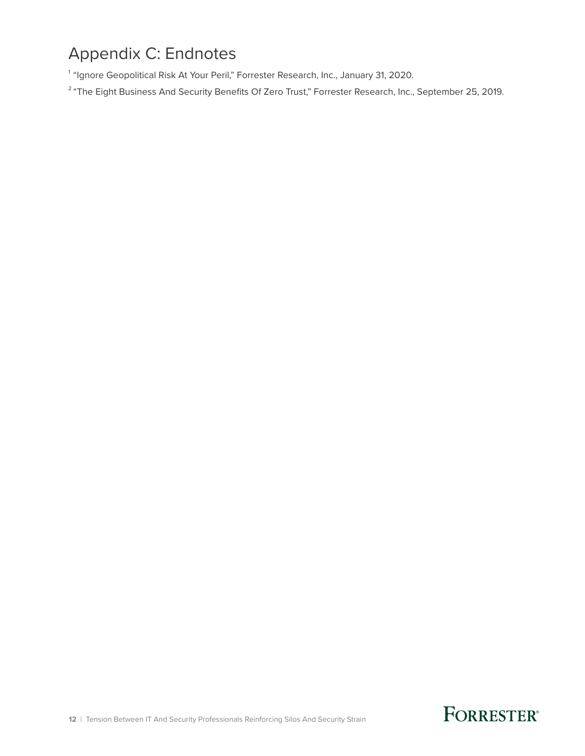# Appendix C: Endnotes

[1] "Ignore Geopolitical Risk At Your Peril," Forrester Research, Inc., January 31, 2020.

[2] "The Eight Business And Security Benefits Of Zero Trust," Forrester Research, Inc., September 25, 2019.